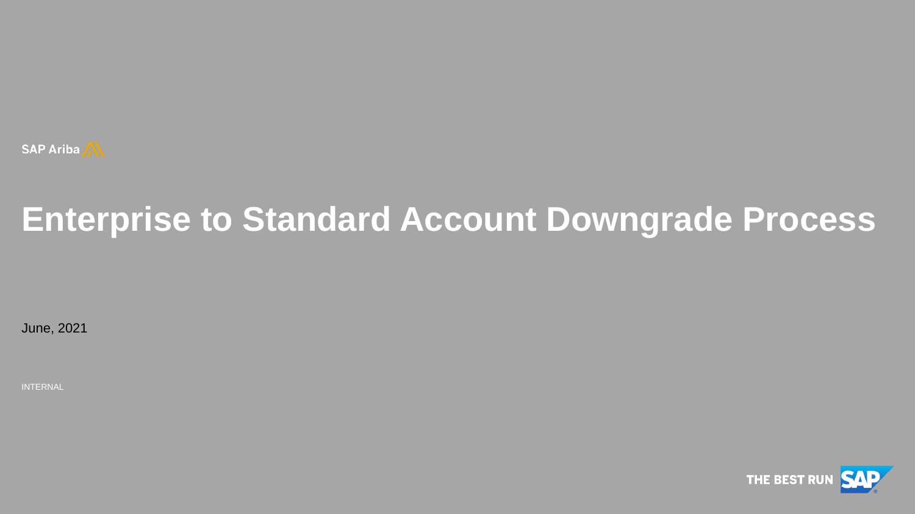SAP Ariba

# Enterprise to Standard Account Downgrade Process

June, 2021

INTERNAL

THE BEST RUN SAP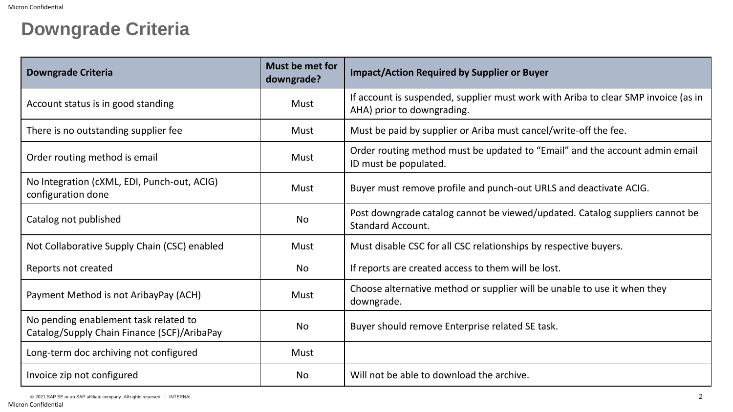# Downgrade Criteria

| Downgrade Criteria | Must be met for downgrade? | Impact/Action Required by Supplier or Buyer |
|---|---|---|
| Account status is in good standing | Must | If account is suspended, supplier must work with Ariba to clear SMP invoice (as in AHA) prior to downgrading. |
| There is no outstanding supplier fee | Must | Must be paid by supplier or Ariba must cancel/write-off the fee. |
| Order routing method is email | Must | Order routing method must be updated to "Email" and the account admin email ID must be populated. |
| No Integration (cXML, EDI, Punch-out, ACIG) configuration done | Must | Buyer must remove profile and punch-out URLS and deactivate ACIG. |
| Catalog not published | No | Post downgrade catalog cannot be viewed/updated. Catalog suppliers cannot be Standard Account. |
| Not Collaborative Supply Chain (CSC) enabled | Must | Must disable CSC for all CSC relationships by respective buyers. |
| Reports not created | No | If reports are created access to them will be lost. |
| Payment Method is not AribayPay (ACH) | Must | Choose alternative method or supplier will be unable to use it when they downgrade. |
| No pending enablement task related to Catalog/Supply Chain Finance (SCF)/AribaPay | No | Buyer should remove Enterprise related SE task. |
| Long-term doc archiving not configured | Must | |
| Invoice zip not configured | No | Will not be able to download the archive. |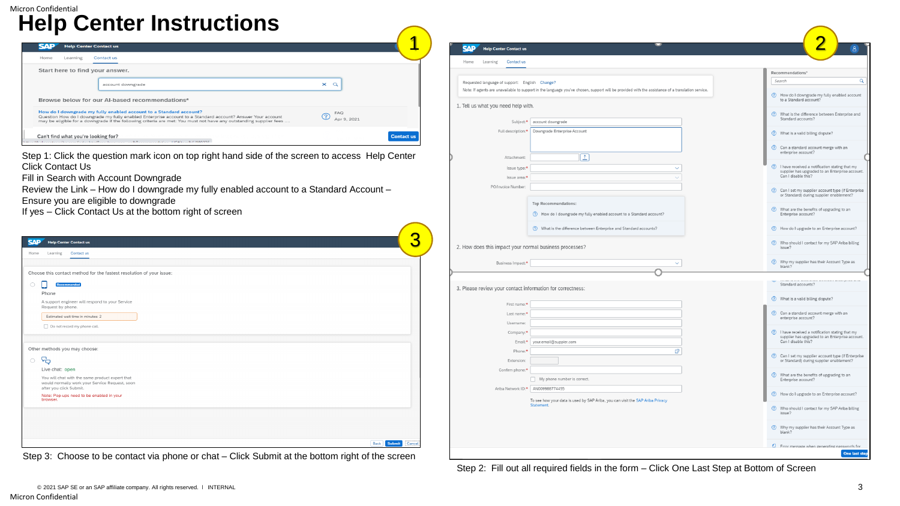# Help Center Instructions

Step 1: Click the question mark icon on top right hand side of the screen to access Help Center
Click Contact Us
Fill in Search with Account Downgrade
Review the Link – How do I downgrade my fully enabled account to a Standard Account – Ensure you are eligible to downgrade
If yes – Click Contact Us at the bottom right of screen

Step 2: Fill out all required fields in the form – Click One Last Step at Bottom of Screen

Step 3: Choose to be contact via phone or chat – Click Submit at the bottom right of the screen

© 2021 SAP SE or an SAP affiliate company. All rights reserved. I INTERNAL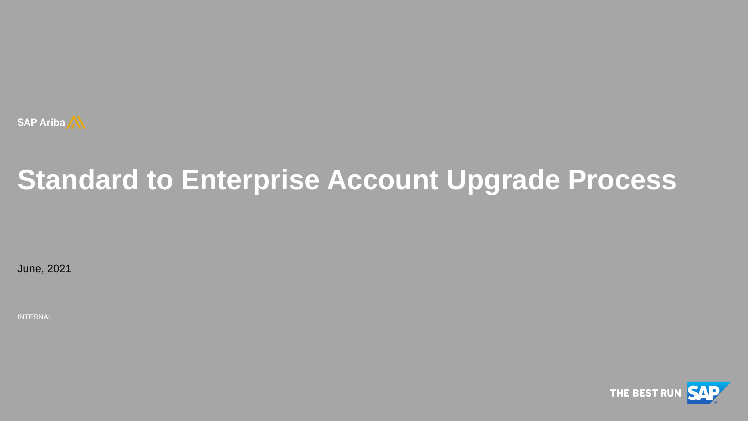SAP Ariba

# Standard to Enterprise Account Upgrade Process

June, 2021

INTERNAL

THE BEST RUN SAP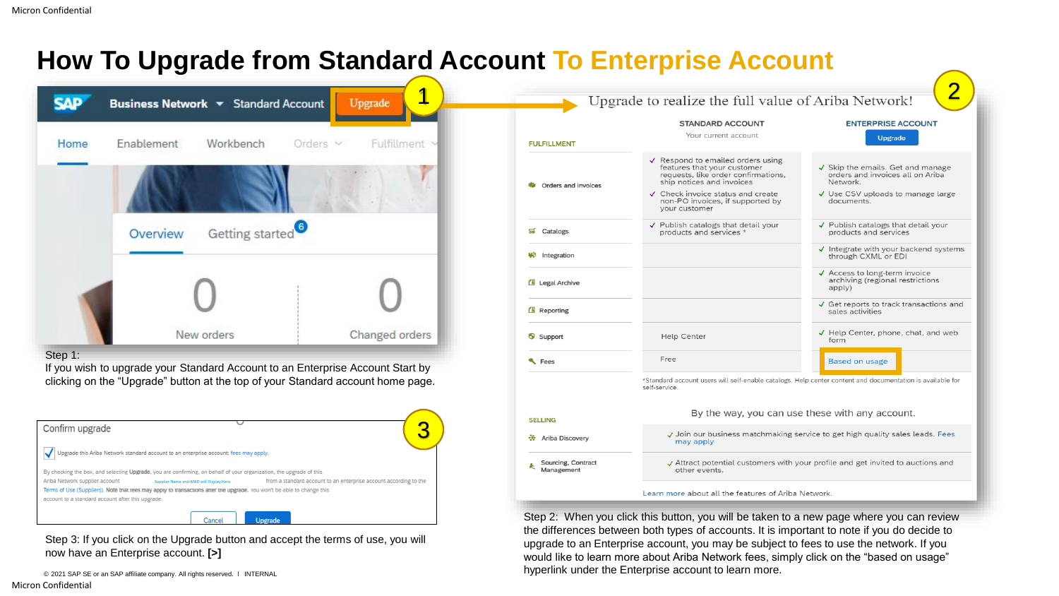# How To Upgrade from Standard Account To Enterprise Account

Step 1:
If you wish to upgrade your Standard Account to an Enterprise Account Start by clicking on the "Upgrade" button at the top of your Standard account home page.

Step 2: When you click this button, you will be taken to a new page where you can review the differences between both types of accounts. It is important to note if you do decide to upgrade to an Enterprise account, you may be subject to fees to use the network. If you would like to learn more about Ariba Network fees, simply click on the "based on usage" hyperlink under the Enterprise account to learn more.

Step 3: If you click on the Upgrade button and accept the terms of use, you will now have an Enterprise account. [>]

© 2021 SAP SE or an SAP affiliate company. All rights reserved. I INTERNAL